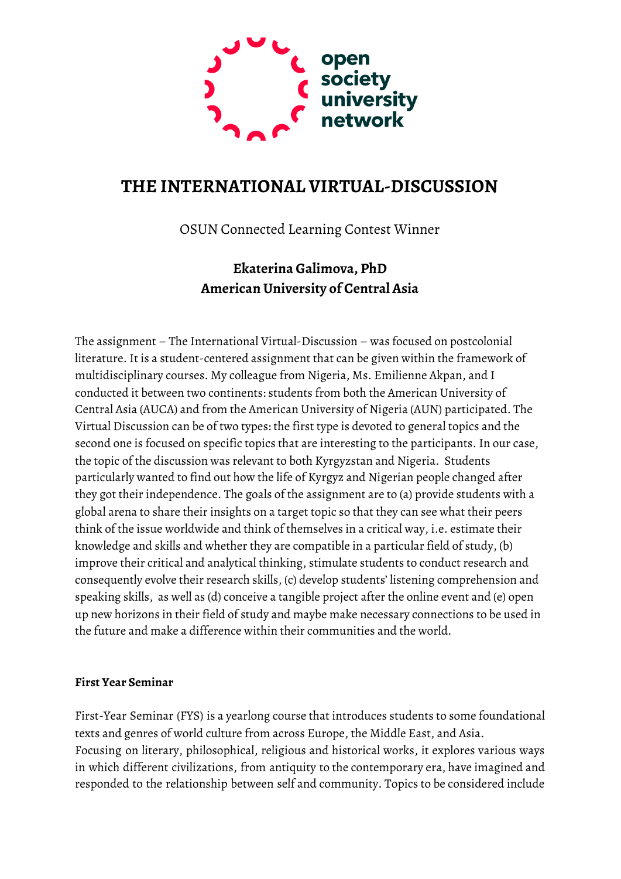# THE INTERNATIONAL VIRTUAL-DISCUSSION

OSUN Connected Learning Contest Winner

**Ekaterina Galimova, PhD**
**American University of Central Asia**

The assignment – The International Virtual-Discussion – was focused on postcolonial literature. It is a student-centered assignment that can be given within the framework of multidisciplinary courses. My colleague from Nigeria, Ms. Emilienne Akpan, and I conducted it between two continents: students from both the American University of Central Asia (AUCA) and from the American University of Nigeria (AUN) participated. The Virtual Discussion can be of two types: the first type is devoted to general topics and the second one is focused on specific topics that are interesting to the participants. In our case, the topic of the discussion was relevant to both Kyrgyzstan and Nigeria. Students particularly wanted to find out how the life of Kyrgyz and Nigerian people changed after they got their independence. The goals of the assignment are to (a) provide students with a global arena to share their insights on a target topic so that they can see what their peers think of the issue worldwide and think of themselves in a critical way, i.e. estimate their knowledge and skills and whether they are compatible in a particular field of study, (b) improve their critical and analytical thinking, stimulate students to conduct research and consequently evolve their research skills, (c) develop students' listening comprehension and speaking skills, as well as (d) conceive a tangible project after the online event and (e) open up new horizons in their field of study and maybe make necessary connections to be used in the future and make a difference within their communities and the world.

**First Year Seminar**

First-Year Seminar (FYS) is a yearlong course that introduces students to some foundational texts and genres of world culture from across Europe, the Middle East, and Asia. Focusing on literary, philosophical, religious and historical works, it explores various ways in which different civilizations, from antiquity to the contemporary era, have imagined and responded to the relationship between self and community. Topics to be considered include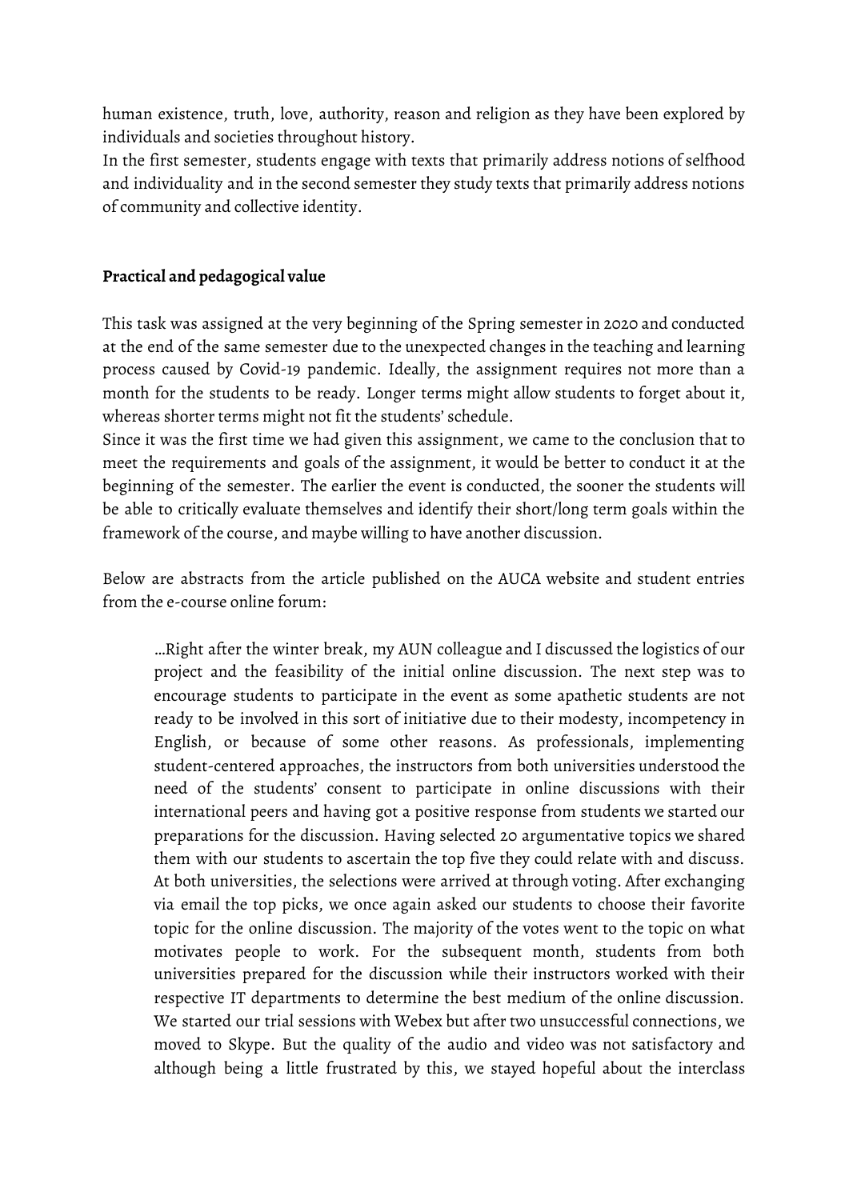human existence, truth, love, authority, reason and religion as they have been explored by individuals and societies throughout history.

In the first semester, students engage with texts that primarily address notions of selfhood and individuality and in the second semester they study texts that primarily address notions of community and collective identity.

**Practical and pedagogical value**

This task was assigned at the very beginning of the Spring semester in 2020 and conducted at the end of the same semester due to the unexpected changes in the teaching and learning process caused by Covid-19 pandemic. Ideally, the assignment requires not more than a month for the students to be ready. Longer terms might allow students to forget about it, whereas shorter terms might not fit the students' schedule.

Since it was the first time we had given this assignment, we came to the conclusion that to meet the requirements and goals of the assignment, it would be better to conduct it at the beginning of the semester. The earlier the event is conducted, the sooner the students will be able to critically evaluate themselves and identify their short/long term goals within the framework of the course, and maybe willing to have another discussion.

Below are abstracts from the article published on the AUCA website and student entries from the e-course online forum:

> …Right after the winter break, my AUN colleague and I discussed the logistics of our project and the feasibility of the initial online discussion. The next step was to encourage students to participate in the event as some apathetic students are not ready to be involved in this sort of initiative due to their modesty, incompetency in English, or because of some other reasons. As professionals, implementing student-centered approaches, the instructors from both universities understood the need of the students' consent to participate in online discussions with their international peers and having got a positive response from students we started our preparations for the discussion. Having selected 20 argumentative topics we shared them with our students to ascertain the top five they could relate with and discuss. At both universities, the selections were arrived at through voting. After exchanging via email the top picks, we once again asked our students to choose their favorite topic for the online discussion. The majority of the votes went to the topic on what motivates people to work. For the subsequent month, students from both universities prepared for the discussion while their instructors worked with their respective IT departments to determine the best medium of the online discussion. We started our trial sessions with Webex but after two unsuccessful connections, we moved to Skype. But the quality of the audio and video was not satisfactory and although being a little frustrated by this, we stayed hopeful about the interclass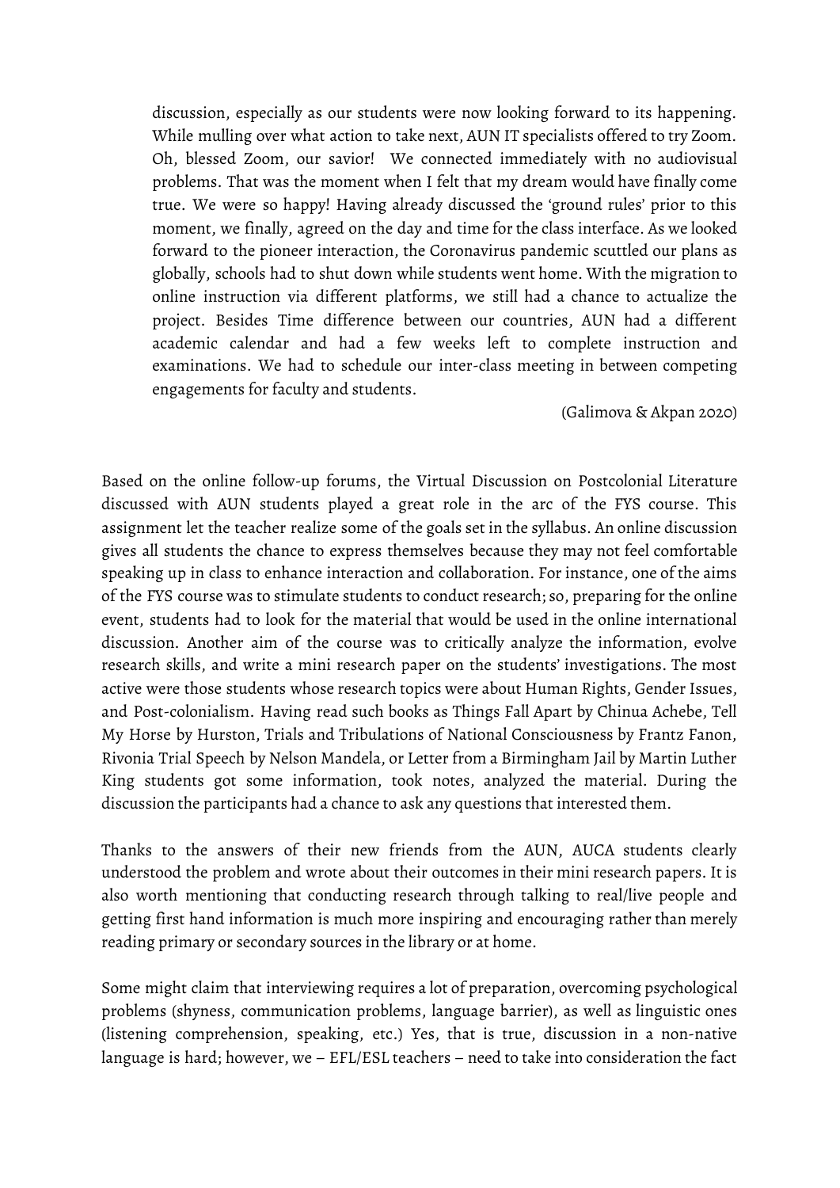> discussion, especially as our students were now looking forward to its happening. While mulling over what action to take next, AUN IT specialists offered to try Zoom. Oh, blessed Zoom, our savior! We connected immediately with no audiovisual problems. That was the moment when I felt that my dream would have finally come true. We were so happy! Having already discussed the 'ground rules' prior to this moment, we finally, agreed on the day and time for the class interface. As we looked forward to the pioneer interaction, the Coronavirus pandemic scuttled our plans as globally, schools had to shut down while students went home. With the migration to online instruction via different platforms, we still had a chance to actualize the project. Besides Time difference between our countries, AUN had a different academic calendar and had a few weeks left to complete instruction and examinations. We had to schedule our inter-class meeting in between competing engagements for faculty and students.
>
> (Galimova & Akpan 2020)

Based on the online follow-up forums, the Virtual Discussion on Postcolonial Literature discussed with AUN students played a great role in the arc of the FYS course. This assignment let the teacher realize some of the goals set in the syllabus. An online discussion gives all students the chance to express themselves because they may not feel comfortable speaking up in class to enhance interaction and collaboration. For instance, one of the aims of the FYS course was to stimulate students to conduct research; so, preparing for the online event, students had to look for the material that would be used in the online international discussion. Another aim of the course was to critically analyze the information, evolve research skills, and write a mini research paper on the students' investigations. The most active were those students whose research topics were about Human Rights, Gender Issues, and Post-colonialism. Having read such books as Things Fall Apart by Chinua Achebe, Tell My Horse by Hurston, Trials and Tribulations of National Consciousness by Frantz Fanon, Rivonia Trial Speech by Nelson Mandela, or Letter from a Birmingham Jail by Martin Luther King students got some information, took notes, analyzed the material. During the discussion the participants had a chance to ask any questions that interested them.

Thanks to the answers of their new friends from the AUN, AUCA students clearly understood the problem and wrote about their outcomes in their mini research papers. It is also worth mentioning that conducting research through talking to real/live people and getting first hand information is much more inspiring and encouraging rather than merely reading primary or secondary sources in the library or at home.

Some might claim that interviewing requires a lot of preparation, overcoming psychological problems (shyness, communication problems, language barrier), as well as linguistic ones (listening comprehension, speaking, etc.) Yes, that is true, discussion in a non-native language is hard; however, we – EFL/ESL teachers – need to take into consideration the fact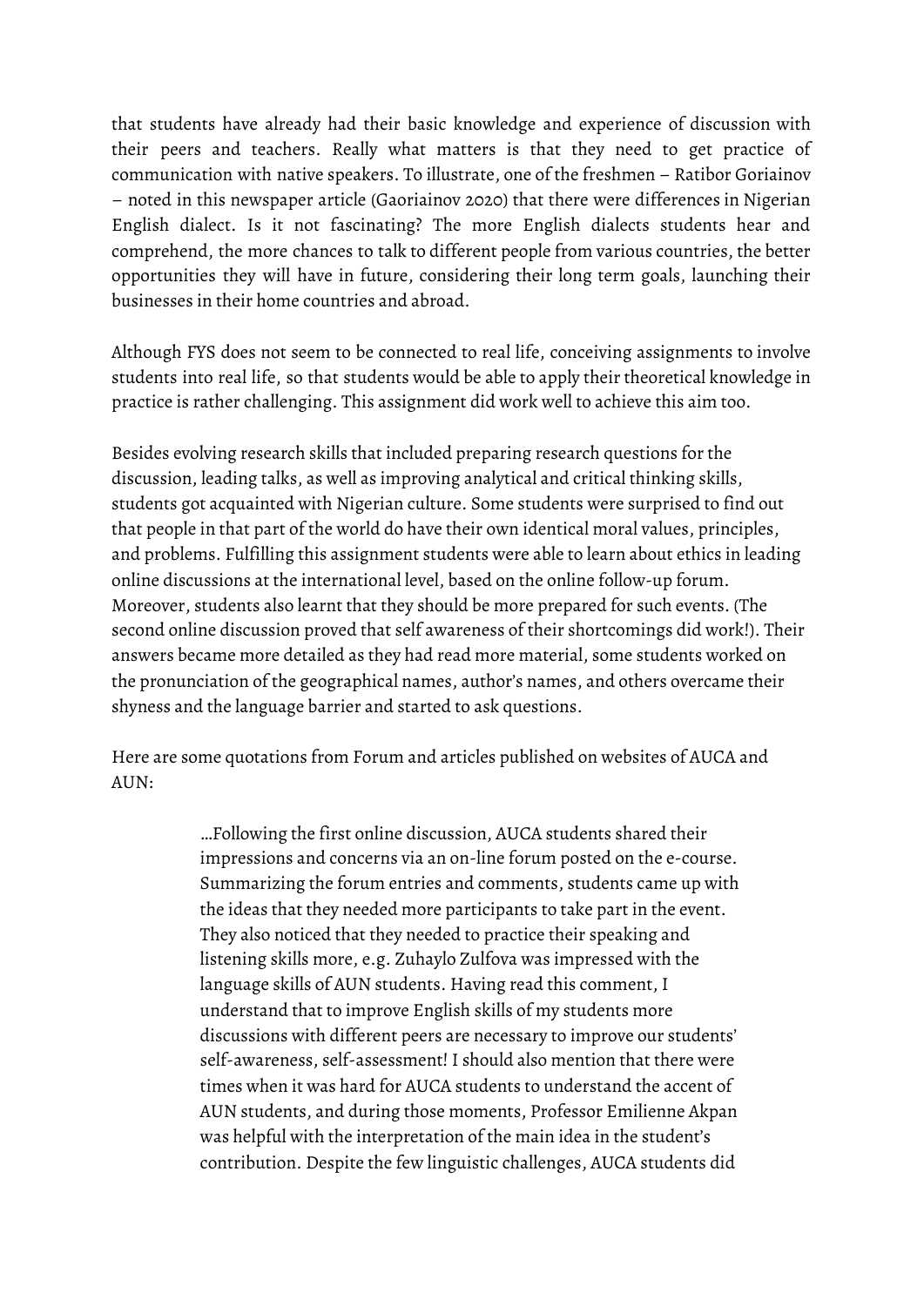that students have already had their basic knowledge and experience of discussion with their peers and teachers. Really what matters is that they need to get practice of communication with native speakers. To illustrate, one of the freshmen – Ratibor Goriainov – noted in this newspaper article (Gaoriainov 2020) that there were differences in Nigerian English dialect. Is it not fascinating? The more English dialects students hear and comprehend, the more chances to talk to different people from various countries, the better opportunities they will have in future, considering their long term goals, launching their businesses in their home countries and abroad.

Although FYS does not seem to be connected to real life, conceiving assignments to involve students into real life, so that students would be able to apply their theoretical knowledge in practice is rather challenging. This assignment did work well to achieve this aim too.

Besides evolving research skills that included preparing research questions for the discussion, leading talks, as well as improving analytical and critical thinking skills, students got acquainted with Nigerian culture. Some students were surprised to find out that people in that part of the world do have their own identical moral values, principles, and problems. Fulfilling this assignment students were able to learn about ethics in leading online discussions at the international level, based on the online follow-up forum. Moreover, students also learnt that they should be more prepared for such events. (The second online discussion proved that self awareness of their shortcomings did work!). Their answers became more detailed as they had read more material, some students worked on the pronunciation of the geographical names, author's names, and others overcame their shyness and the language barrier and started to ask questions.

Here are some quotations from Forum and articles published on websites of AUCA and AUN:

> …Following the first online discussion, AUCA students shared their impressions and concerns via an on-line forum posted on the e-course. Summarizing the forum entries and comments, students came up with the ideas that they needed more participants to take part in the event. They also noticed that they needed to practice their speaking and listening skills more, e.g. Zuhaylo Zulfova was impressed with the language skills of AUN students. Having read this comment, I understand that to improve English skills of my students more discussions with different peers are necessary to improve our students' self-awareness, self-assessment! I should also mention that there were times when it was hard for AUCA students to understand the accent of AUN students, and during those moments, Professor Emilienne Akpan was helpful with the interpretation of the main idea in the student's contribution. Despite the few linguistic challenges, AUCA students did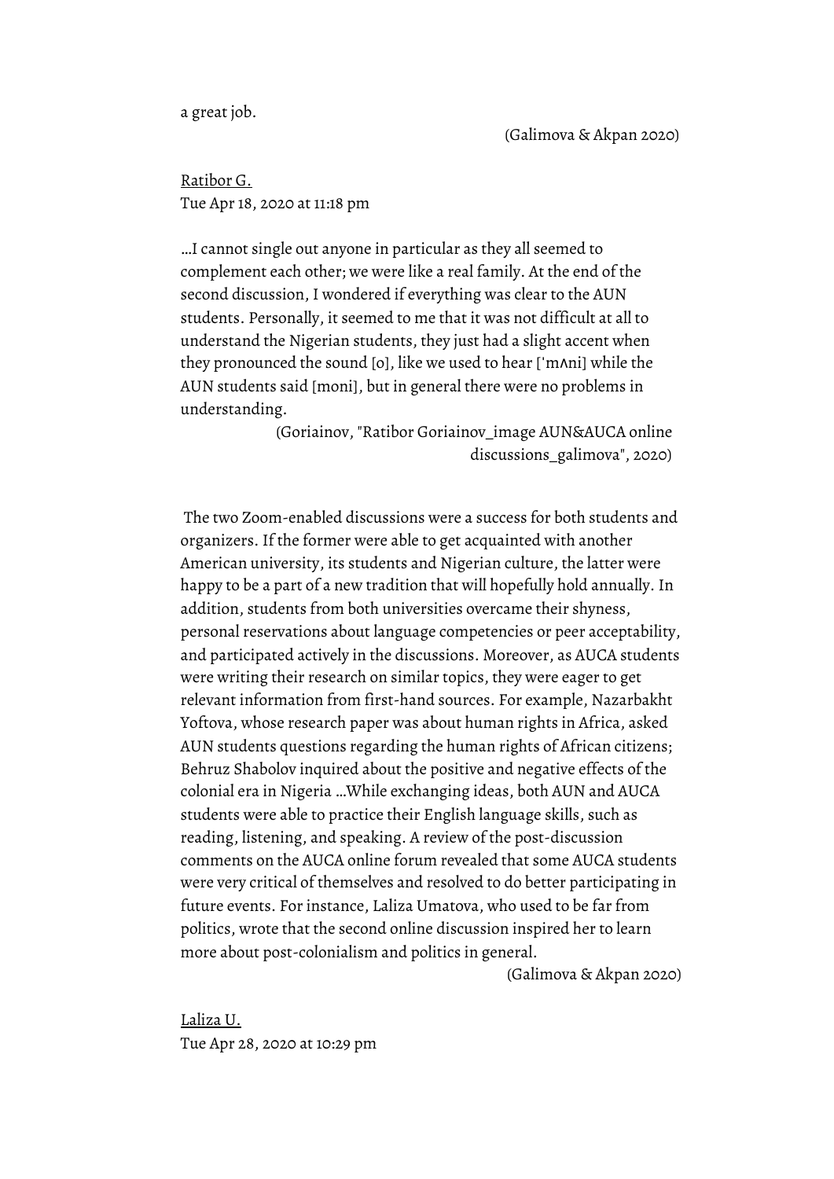a great job.

(Galimova & Akpan 2020)

Ratibor G.
Tue Apr 18, 2020 at 11:18 pm

…I cannot single out anyone in particular as they all seemed to complement each other; we were like a real family. At the end of the second discussion, I wondered if everything was clear to the AUN students. Personally, it seemed to me that it was not difficult at all to understand the Nigerian students, they just had a slight accent when they pronounced the sound [o], like we used to hear [ˈmʌni] while the AUN students said [moni], but in general there were no problems in understanding.

(Goriainov, "Ratibor Goriainov_image AUN&AUCA online discussions_galimova", 2020)

The two Zoom-enabled discussions were a success for both students and organizers. If the former were able to get acquainted with another American university, its students and Nigerian culture, the latter were happy to be a part of a new tradition that will hopefully hold annually. In addition, students from both universities overcame their shyness, personal reservations about language competencies or peer acceptability, and participated actively in the discussions. Moreover, as AUCA students were writing their research on similar topics, they were eager to get relevant information from first-hand sources. For example, Nazarbakht Yoftova, whose research paper was about human rights in Africa, asked AUN students questions regarding the human rights of African citizens; Behruz Shabolov inquired about the positive and negative effects of the colonial era in Nigeria …While exchanging ideas, both AUN and AUCA students were able to practice their English language skills, such as reading, listening, and speaking. A review of the post-discussion comments on the AUCA online forum revealed that some AUCA students were very critical of themselves and resolved to do better participating in future events. For instance, Laliza Umatova, who used to be far from politics, wrote that the second online discussion inspired her to learn more about post-colonialism and politics in general.

(Galimova & Akpan 2020)

Laliza U.
Tue Apr 28, 2020 at 10:29 pm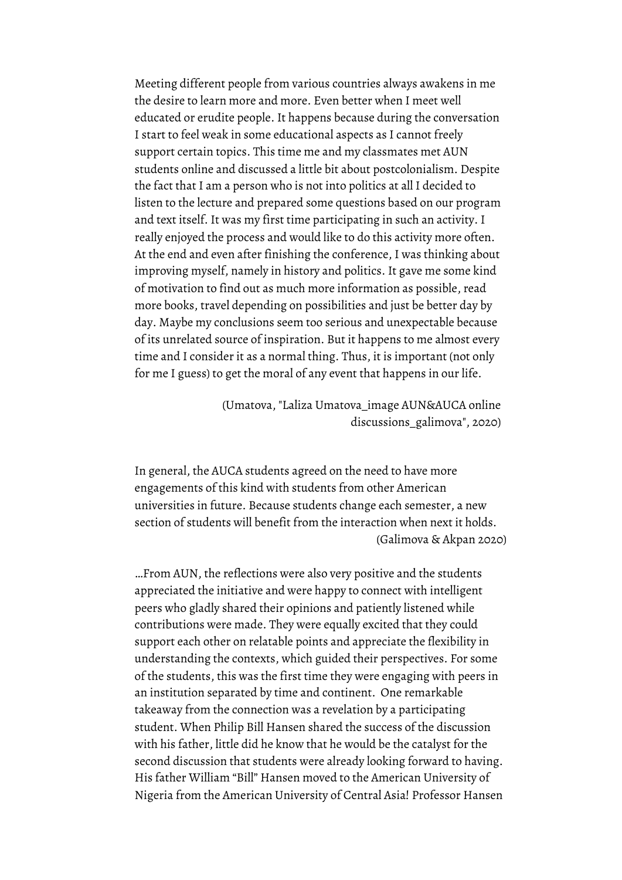Meeting different people from various countries always awakens in me the desire to learn more and more. Even better when I meet well educated or erudite people. It happens because during the conversation I start to feel weak in some educational aspects as I cannot freely support certain topics. This time me and my classmates met AUN students online and discussed a little bit about postcolonialism. Despite the fact that I am a person who is not into politics at all I decided to listen to the lecture and prepared some questions based on our program and text itself. It was my first time participating in such an activity. I really enjoyed the process and would like to do this activity more often. At the end and even after finishing the conference, I was thinking about improving myself, namely in history and politics. It gave me some kind of motivation to find out as much more information as possible, read more books, travel depending on possibilities and just be better day by day. Maybe my conclusions seem too serious and unexpectable because of its unrelated source of inspiration. But it happens to me almost every time and I consider it as a normal thing. Thus, it is important (not only for me I guess) to get the moral of any event that happens in our life.

(Umatova, "Laliza Umatova_image AUN&AUCA online discussions_galimova", 2020)

In general, the AUCA students agreed on the need to have more engagements of this kind with students from other American universities in future. Because students change each semester, a new section of students will benefit from the interaction when next it holds. (Galimova & Akpan 2020)

…From AUN, the reflections were also very positive and the students appreciated the initiative and were happy to connect with intelligent peers who gladly shared their opinions and patiently listened while contributions were made. They were equally excited that they could support each other on relatable points and appreciate the flexibility in understanding the contexts, which guided their perspectives. For some of the students, this was the first time they were engaging with peers in an institution separated by time and continent. One remarkable takeaway from the connection was a revelation by a participating student. When Philip Bill Hansen shared the success of the discussion with his father, little did he know that he would be the catalyst for the second discussion that students were already looking forward to having. His father William "Bill" Hansen moved to the American University of Nigeria from the American University of Central Asia! Professor Hansen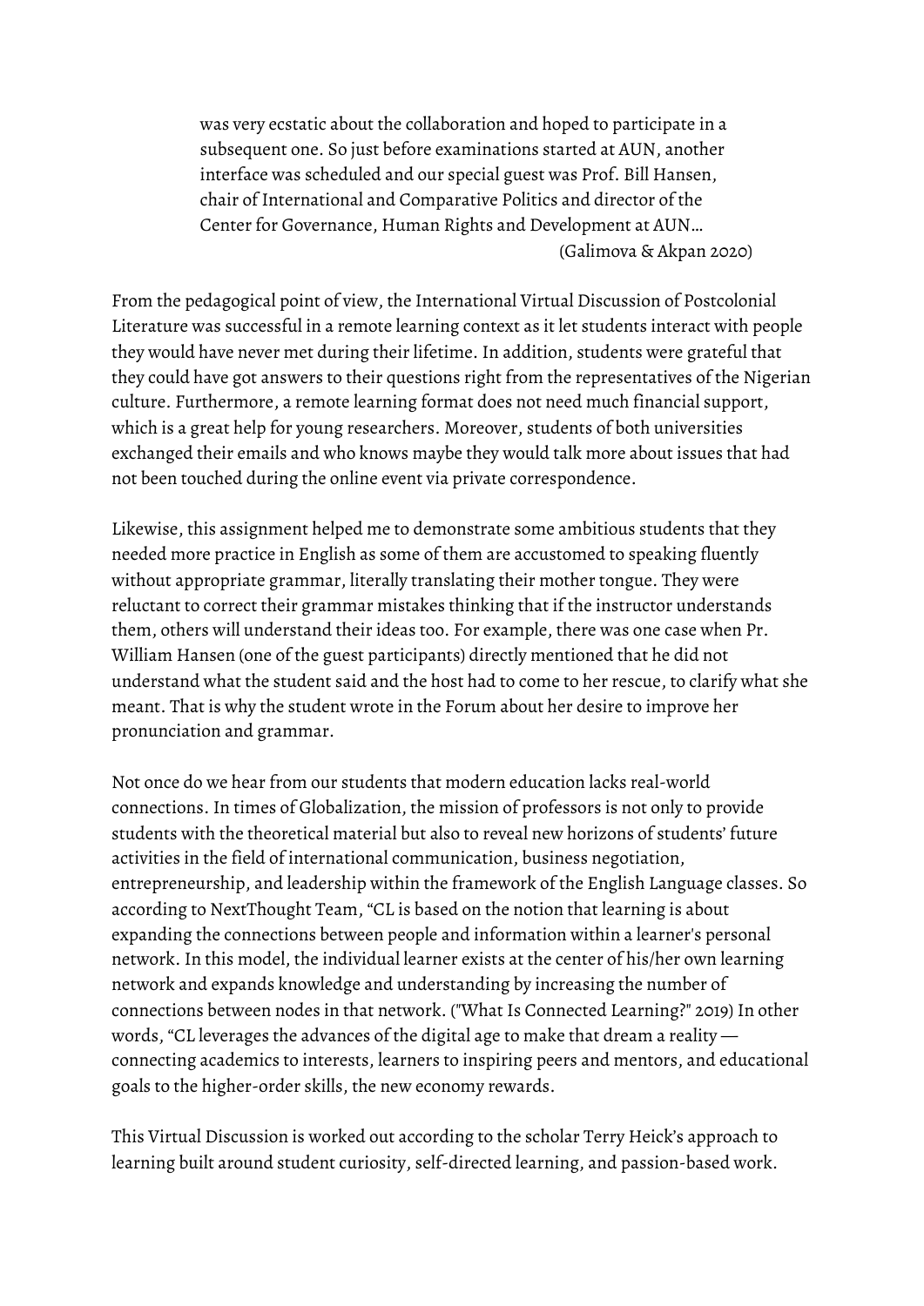> was very ecstatic about the collaboration and hoped to participate in a subsequent one. So just before examinations started at AUN, another interface was scheduled and our special guest was Prof. Bill Hansen, chair of International and Comparative Politics and director of the Center for Governance, Human Rights and Development at AUN…
>
> (Galimova & Akpan 2020)

From the pedagogical point of view, the International Virtual Discussion of Postcolonial Literature was successful in a remote learning context as it let students interact with people they would have never met during their lifetime. In addition, students were grateful that they could have got answers to their questions right from the representatives of the Nigerian culture. Furthermore, a remote learning format does not need much financial support, which is a great help for young researchers. Moreover, students of both universities exchanged their emails and who knows maybe they would talk more about issues that had not been touched during the online event via private correspondence.

Likewise, this assignment helped me to demonstrate some ambitious students that they needed more practice in English as some of them are accustomed to speaking fluently without appropriate grammar, literally translating their mother tongue. They were reluctant to correct their grammar mistakes thinking that if the instructor understands them, others will understand their ideas too. For example, there was one case when Pr. William Hansen (one of the guest participants) directly mentioned that he did not understand what the student said and the host had to come to her rescue, to clarify what she meant. That is why the student wrote in the Forum about her desire to improve her pronunciation and grammar.

Not once do we hear from our students that modern education lacks real-world connections. In times of Globalization, the mission of professors is not only to provide students with the theoretical material but also to reveal new horizons of students' future activities in the field of international communication, business negotiation, entrepreneurship, and leadership within the framework of the English Language classes. So according to NextThought Team, "CL is based on the notion that learning is about expanding the connections between people and information within a learner's personal network. In this model, the individual learner exists at the center of his/her own learning network and expands knowledge and understanding by increasing the number of connections between nodes in that network. ("What Is Connected Learning?" 2019) In other words, "CL leverages the advances of the digital age to make that dream a reality — connecting academics to interests, learners to inspiring peers and mentors, and educational goals to the higher-order skills, the new economy rewards.

This Virtual Discussion is worked out according to the scholar Terry Heick's approach to learning built around student curiosity, self-directed learning, and passion-based work.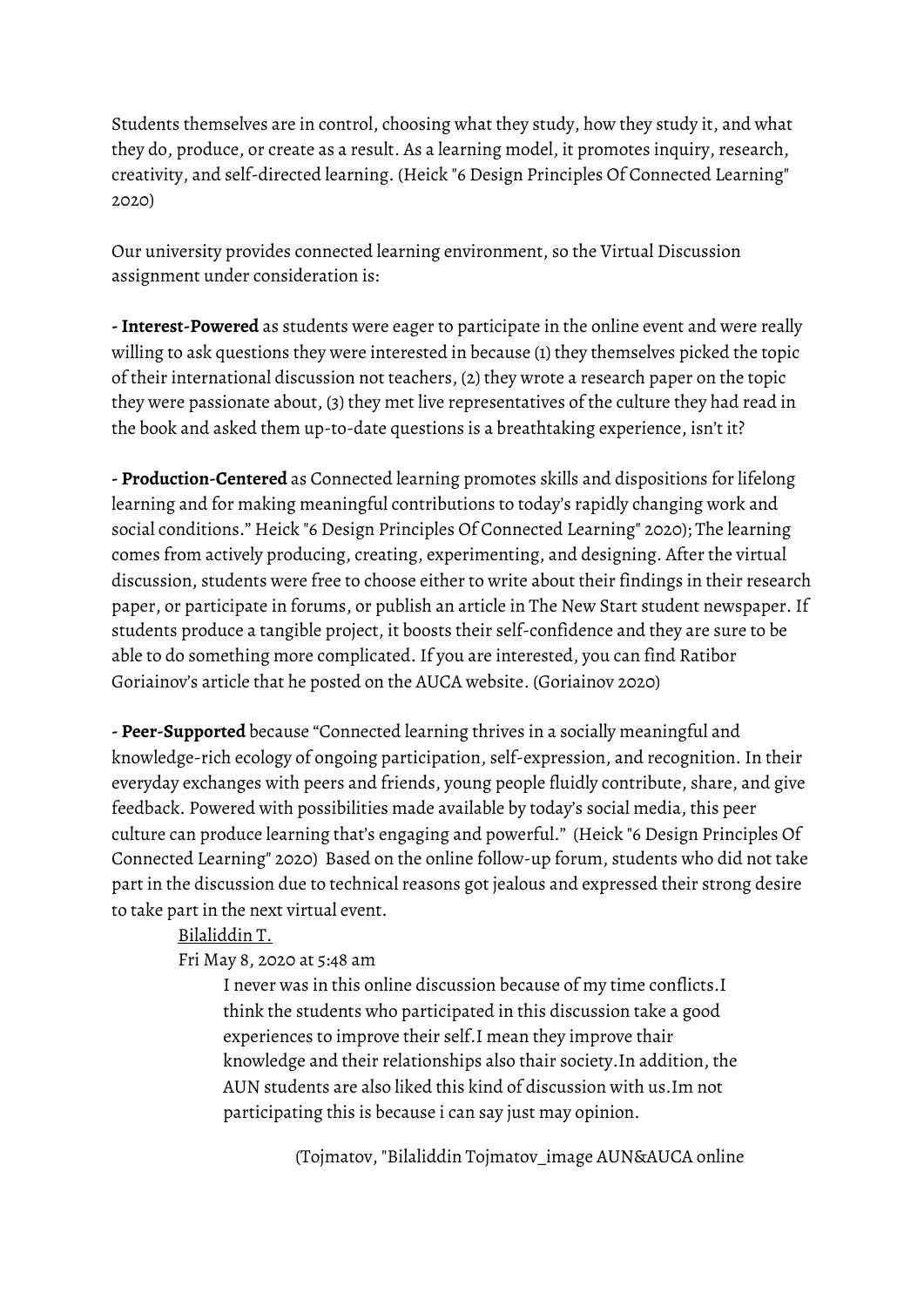Students themselves are in control, choosing what they study, how they study it, and what they do, produce, or create as a result. As a learning model, it promotes inquiry, research, creativity, and self-directed learning. (Heick "6 Design Principles Of Connected Learning" 2020)

Our university provides connected learning environment, so the Virtual Discussion assignment under consideration is:

**- Interest-Powered** as students were eager to participate in the online event and were really willing to ask questions they were interested in because (1) they themselves picked the topic of their international discussion not teachers, (2) they wrote a research paper on the topic they were passionate about, (3) they met live representatives of the culture they had read in the book and asked them up-to-date questions is a breathtaking experience, isn't it?

**- Production-Centered** as Connected learning promotes skills and dispositions for lifelong learning and for making meaningful contributions to today's rapidly changing work and social conditions." Heick "6 Design Principles Of Connected Learning" 2020); The learning comes from actively producing, creating, experimenting, and designing. After the virtual discussion, students were free to choose either to write about their findings in their research paper, or participate in forums, or publish an article in The New Start student newspaper. If students produce a tangible project, it boosts their self-confidence and they are sure to be able to do something more complicated. If you are interested, you can find Ratibor Goriainov's article that he posted on the AUCA website. (Goriainov 2020)

**- Peer-Supported** because "Connected learning thrives in a socially meaningful and knowledge-rich ecology of ongoing participation, self-expression, and recognition. In their everyday exchanges with peers and friends, young people fluidly contribute, share, and give feedback. Powered with possibilities made available by today's social media, this peer culture can produce learning that's engaging and powerful." (Heick "6 Design Principles Of Connected Learning" 2020) Based on the online follow-up forum, students who did not take part in the discussion due to technical reasons got jealous and expressed their strong desire to take part in the next virtual event.

> Bilaliddin T.
>
> Fri May 8, 2020 at 5:48 am
>
> > I never was in this online discussion because of my time conflicts.I think the students who participated in this discussion take a good experiences to improve their self.I mean they improve thair knowledge and their relationships also thair society.In addition, the AUN students are also liked this kind of discussion with us.Im not participating this is because i can say just may opinion.
>
> (Tojmatov, "Bilaliddin Tojmatov_image AUN&AUCA online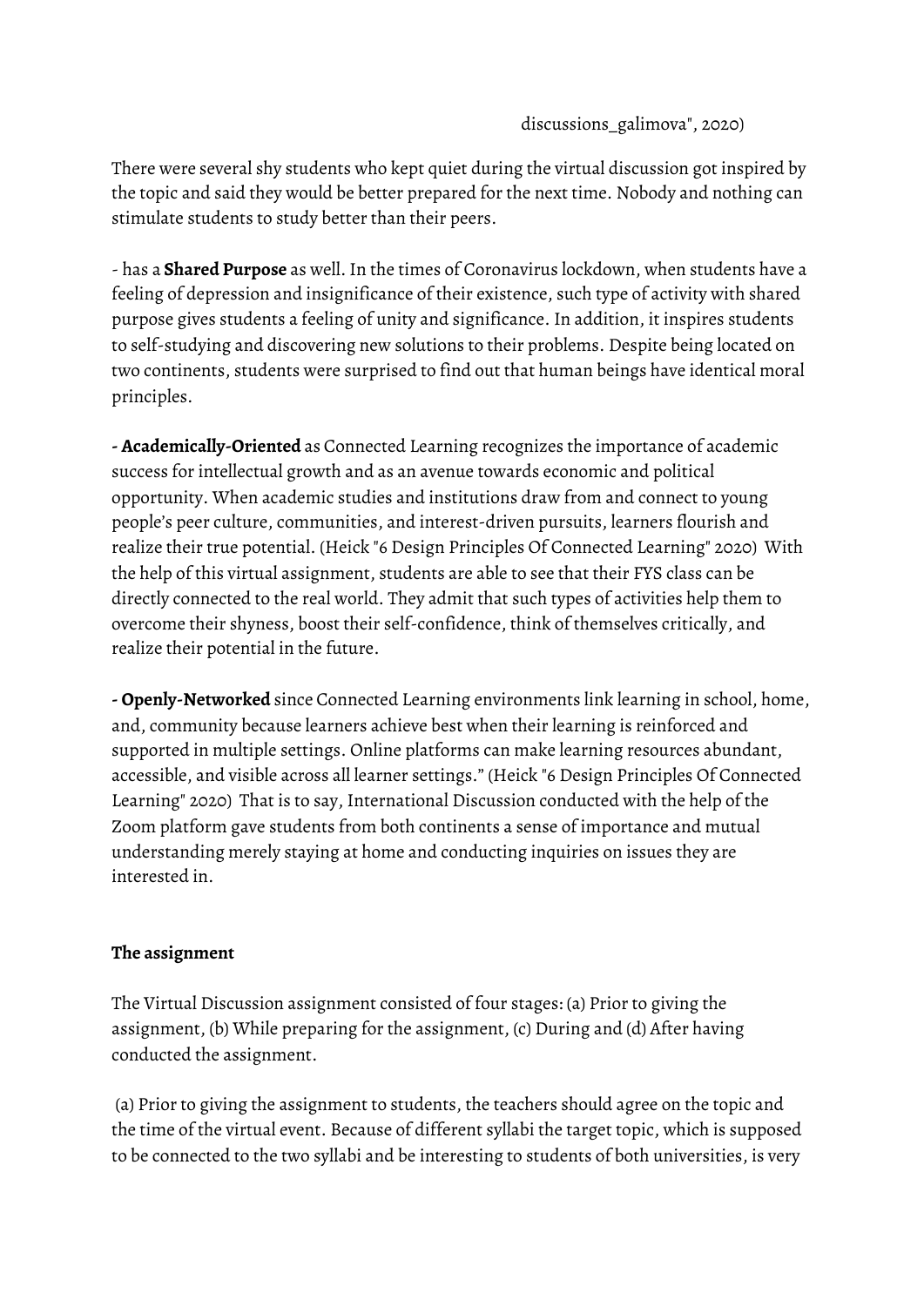discussions_galimova", 2020)

There were several shy students who kept quiet during the virtual discussion got inspired by the topic and said they would be better prepared for the next time. Nobody and nothing can stimulate students to study better than their peers.

- has a **Shared Purpose** as well. In the times of Coronavirus lockdown, when students have a feeling of depression and insignificance of their existence, such type of activity with shared purpose gives students a feeling of unity and significance. In addition, it inspires students to self-studying and discovering new solutions to their problems. Despite being located on two continents, students were surprised to find out that human beings have identical moral principles.

**- Academically-Oriented** as Connected Learning recognizes the importance of academic success for intellectual growth and as an avenue towards economic and political opportunity. When academic studies and institutions draw from and connect to young people's peer culture, communities, and interest-driven pursuits, learners flourish and realize their true potential. (Heick "6 Design Principles Of Connected Learning" 2020) With the help of this virtual assignment, students are able to see that their FYS class can be directly connected to the real world. They admit that such types of activities help them to overcome their shyness, boost their self-confidence, think of themselves critically, and realize their potential in the future.

**- Openly-Networked** since Connected Learning environments link learning in school, home, and, community because learners achieve best when their learning is reinforced and supported in multiple settings. Online platforms can make learning resources abundant, accessible, and visible across all learner settings." (Heick "6 Design Principles Of Connected Learning" 2020) That is to say, International Discussion conducted with the help of the Zoom platform gave students from both continents a sense of importance and mutual understanding merely staying at home and conducting inquiries on issues they are interested in.

**The assignment**

The Virtual Discussion assignment consisted of four stages: (a) Prior to giving the assignment, (b) While preparing for the assignment, (c) During and (d) After having conducted the assignment.

(a) Prior to giving the assignment to students, the teachers should agree on the topic and the time of the virtual event. Because of different syllabi the target topic, which is supposed to be connected to the two syllabi and be interesting to students of both universities, is very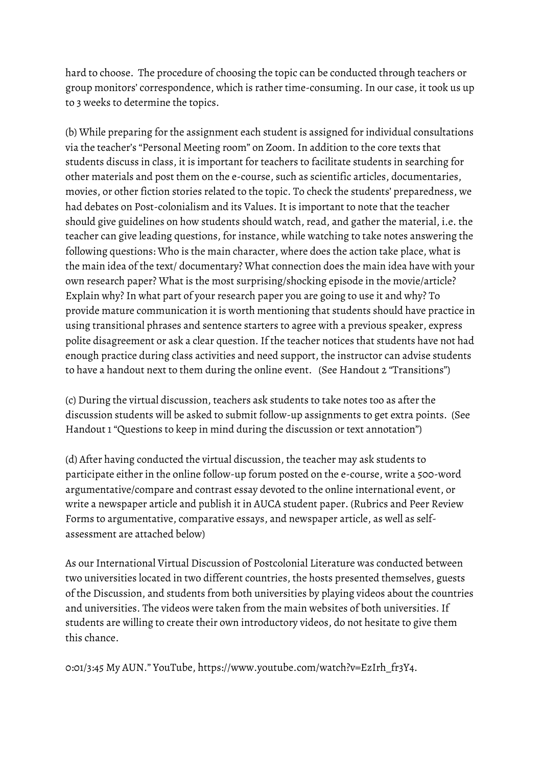hard to choose. The procedure of choosing the topic can be conducted through teachers or group monitors' correspondence, which is rather time-consuming. In our case, it took us up to 3 weeks to determine the topics.

(b) While preparing for the assignment each student is assigned for individual consultations via the teacher's "Personal Meeting room" on Zoom. In addition to the core texts that students discuss in class, it is important for teachers to facilitate students in searching for other materials and post them on the e-course, such as scientific articles, documentaries, movies, or other fiction stories related to the topic. To check the students' preparedness, we had debates on Post-colonialism and its Values. It is important to note that the teacher should give guidelines on how students should watch, read, and gather the material, i.e. the teacher can give leading questions, for instance, while watching to take notes answering the following questions: Who is the main character, where does the action take place, what is the main idea of the text/ documentary? What connection does the main idea have with your own research paper? What is the most surprising/shocking episode in the movie/article? Explain why? In what part of your research paper you are going to use it and why? To provide mature communication it is worth mentioning that students should have practice in using transitional phrases and sentence starters to agree with a previous speaker, express polite disagreement or ask a clear question. If the teacher notices that students have not had enough practice during class activities and need support, the instructor can advise students to have a handout next to them during the online event. (See Handout 2 "Transitions")

(c) During the virtual discussion, teachers ask students to take notes too as after the discussion students will be asked to submit follow-up assignments to get extra points. (See Handout 1 "Questions to keep in mind during the discussion or text annotation")

(d) After having conducted the virtual discussion, the teacher may ask students to participate either in the online follow-up forum posted on the e-course, write a 500-word argumentative/compare and contrast essay devoted to the online international event, or write a newspaper article and publish it in AUCA student paper. (Rubrics and Peer Review Forms to argumentative, comparative essays, and newspaper article, as well as self-assessment are attached below)

As our International Virtual Discussion of Postcolonial Literature was conducted between two universities located in two different countries, the hosts presented themselves, guests of the Discussion, and students from both universities by playing videos about the countries and universities. The videos were taken from the main websites of both universities. If students are willing to create their own introductory videos, do not hesitate to give them this chance.

0:01/3:45 My AUN." YouTube, https://www.youtube.com/watch?v=EzIrh_fr3Y4.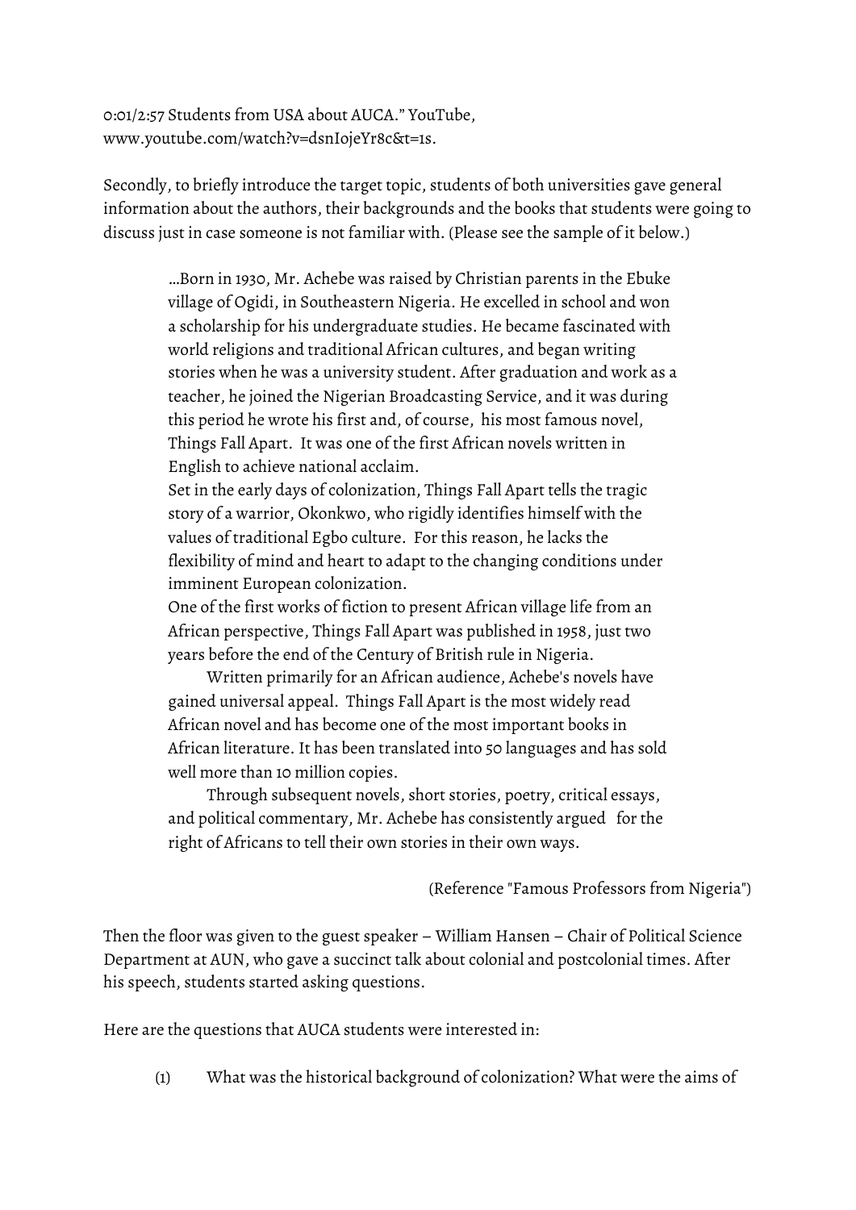0:01/2:57 Students from USA about AUCA." YouTube, www.youtube.com/watch?v=dsnIojeYr8c&t=1s.

Secondly, to briefly introduce the target topic, students of both universities gave general information about the authors, their backgrounds and the books that students were going to discuss just in case someone is not familiar with. (Please see the sample of it below.)

> …Born in 1930, Mr. Achebe was raised by Christian parents in the Ebuke village of Ogidi, in Southeastern Nigeria. He excelled in school and won a scholarship for his undergraduate studies. He became fascinated with world religions and traditional African cultures, and began writing stories when he was a university student. After graduation and work as a teacher, he joined the Nigerian Broadcasting Service, and it was during this period he wrote his first and, of course, his most famous novel, Things Fall Apart. It was one of the first African novels written in English to achieve national acclaim.
>
> Set in the early days of colonization, Things Fall Apart tells the tragic story of a warrior, Okonkwo, who rigidly identifies himself with the values of traditional Egbo culture. For this reason, he lacks the flexibility of mind and heart to adapt to the changing conditions under imminent European colonization.
>
> One of the first works of fiction to present African village life from an African perspective, Things Fall Apart was published in 1958, just two years before the end of the Century of British rule in Nigeria.
>
> Written primarily for an African audience, Achebe's novels have gained universal appeal. Things Fall Apart is the most widely read African novel and has become one of the most important books in African literature. It has been translated into 50 languages and has sold well more than 10 million copies.
>
> Through subsequent novels, short stories, poetry, critical essays, and political commentary, Mr. Achebe has consistently argued for the right of Africans to tell their own stories in their own ways.
>
> (Reference "Famous Professors from Nigeria")

Then the floor was given to the guest speaker – William Hansen – Chair of Political Science Department at AUN, who gave a succinct talk about colonial and postcolonial times. After his speech, students started asking questions.

Here are the questions that AUCA students were interested in:

(1) What was the historical background of colonization? What were the aims of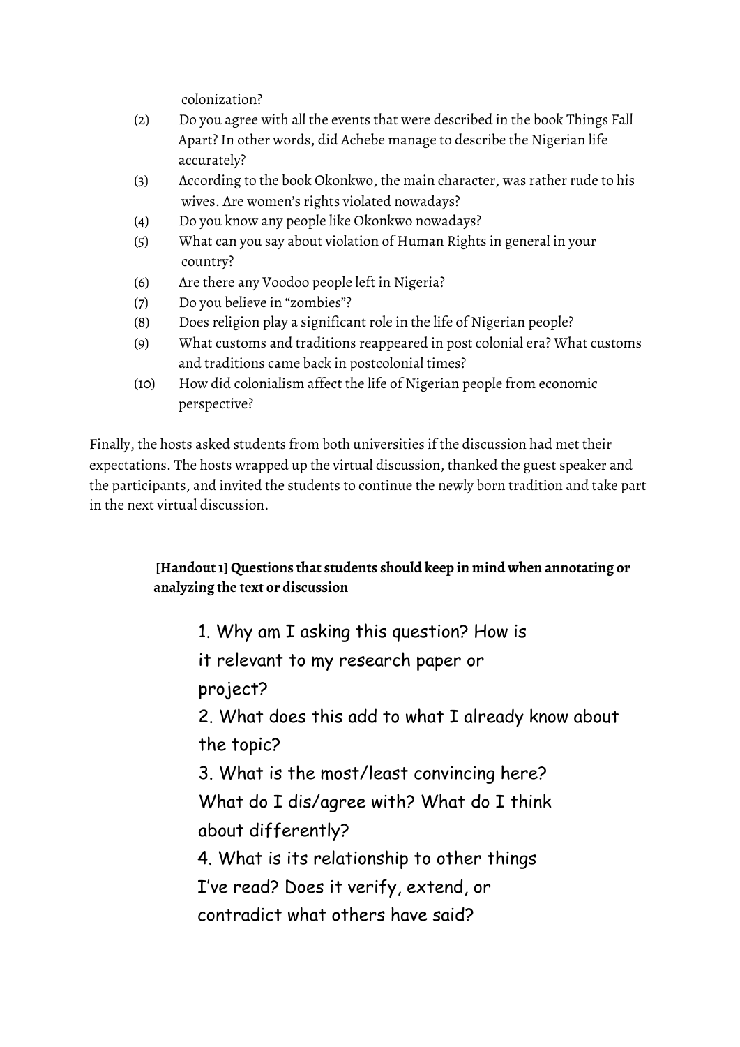colonization?

(2) Do you agree with all the events that were described in the book Things Fall Apart? In other words, did Achebe manage to describe the Nigerian life accurately?

(3) According to the book Okonkwo, the main character, was rather rude to his wives. Are women's rights violated nowadays?

(4) Do you know any people like Okonkwo nowadays?

(5) What can you say about violation of Human Rights in general in your country?

(6) Are there any Voodoo people left in Nigeria?

(7) Do you believe in "zombies"?

(8) Does religion play a significant role in the life of Nigerian people?

(9) What customs and traditions reappeared in post colonial era? What customs and traditions came back in postcolonial times?

(10) How did colonialism affect the life of Nigerian people from economic perspective?

Finally, the hosts asked students from both universities if the discussion had met their expectations. The hosts wrapped up the virtual discussion, thanked the guest speaker and the participants, and invited the students to continue the newly born tradition and take part in the next virtual discussion.

**[Handout 1] Questions that students should keep in mind when annotating or analyzing the text or discussion**

1. Why am I asking this question? How is it relevant to my research paper or project?
2. What does this add to what I already know about the topic?
3. What is the most/least convincing here? What do I dis/agree with? What do I think about differently?
4. What is its relationship to other things I've read? Does it verify, extend, or contradict what others have said?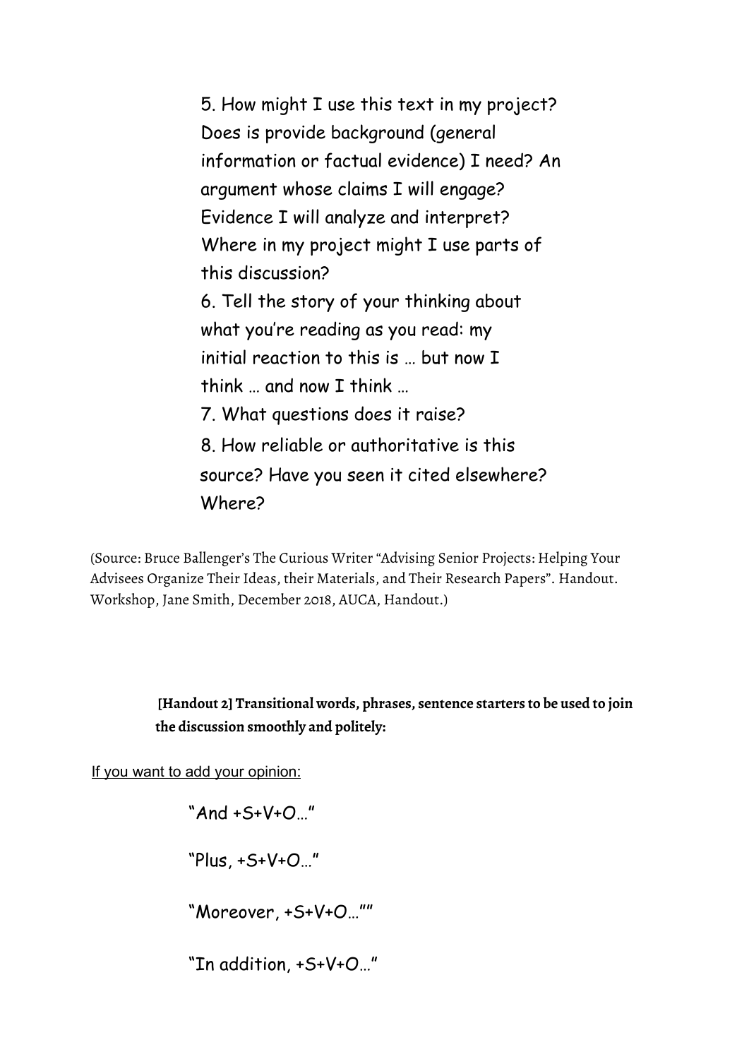5. How might I use this text in my project? Does is provide background (general information or factual evidence) I need? An argument whose claims I will engage? Evidence I will analyze and interpret? Where in my project might I use parts of this discussion?
6. Tell the story of your thinking about what you're reading as you read: my initial reaction to this is … but now I think … and now I think …
7. What questions does it raise?
8. How reliable or authoritative is this source? Have you seen it cited elsewhere? Where?

(Source: Bruce Ballenger's The Curious Writer "Advising Senior Projects: Helping Your Advisees Organize Their Ideas, their Materials, and Their Research Papers". Handout. Workshop, Jane Smith, December 2018, AUCA, Handout.)

**[Handout 2] Transitional words, phrases, sentence starters to be used to join the discussion smoothly and politely:**

<u>If you want to add your opinion:</u>

"And +S+V+O…"

"Plus, +S+V+O…"

"Moreover, +S+V+O…""

"In addition, +S+V+O…"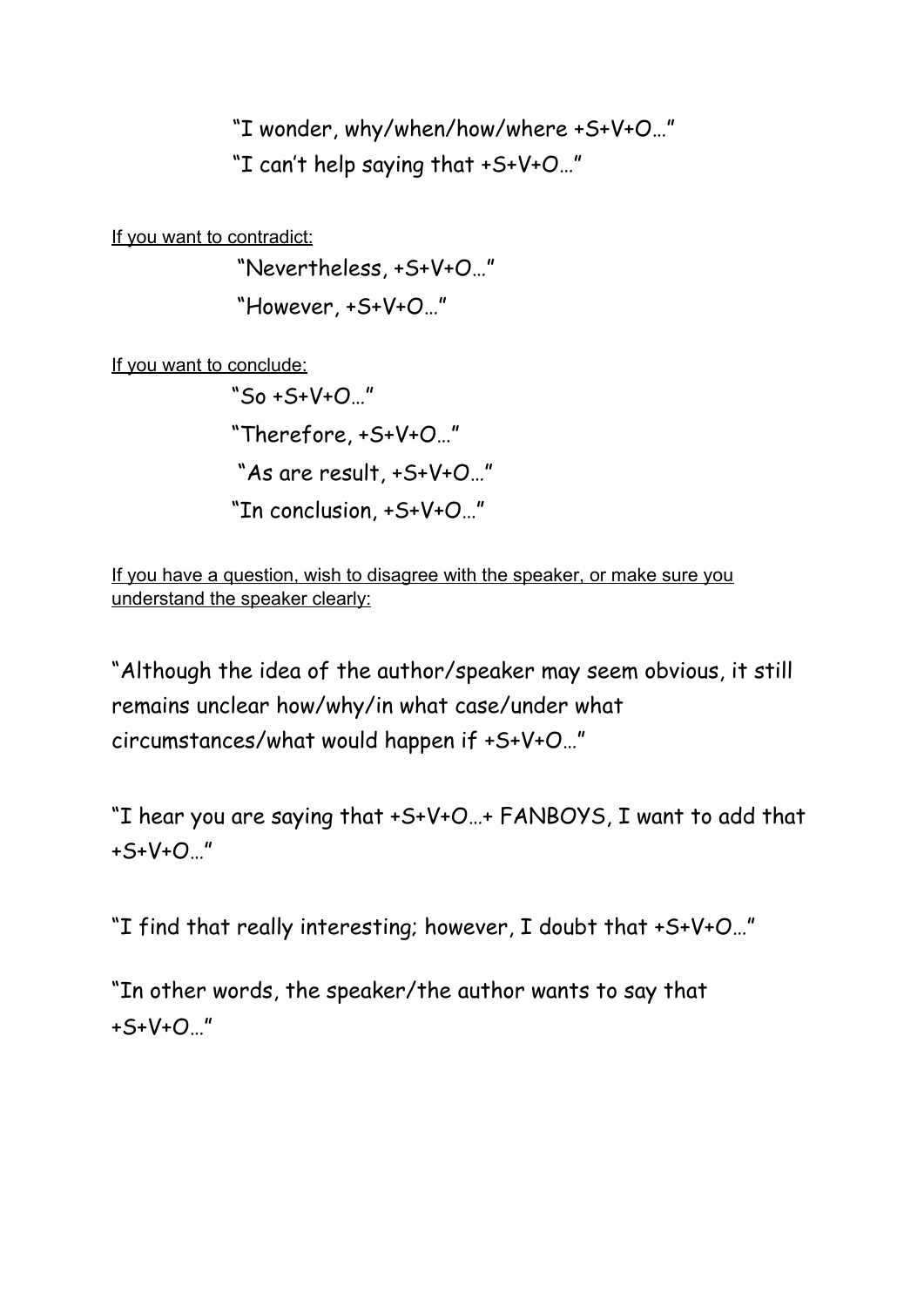"I wonder, why/when/how/where +S+V+O…"

"I can't help saying that +S+V+O…"

<u>If you want to contradict:</u>

"Nevertheless, +S+V+O…"

"However, +S+V+O…"

<u>If you want to conclude:</u>

"So +S+V+O…"

"Therefore, +S+V+O…"

"As are result, +S+V+O…"

"In conclusion, +S+V+O…"

<u>If you have a question, wish to disagree with the speaker, or make sure you understand the speaker clearly:</u>

"Although the idea of the author/speaker may seem obvious, it still remains unclear how/why/in what case/under what circumstances/what would happen if +S+V+O…"

"I hear you are saying that +S+V+O…+ FANBOYS, I want to add that +S+V+O…"

"I find that really interesting; however, I doubt that +S+V+O…"

"In other words, the speaker/the author wants to say that +S+V+O…"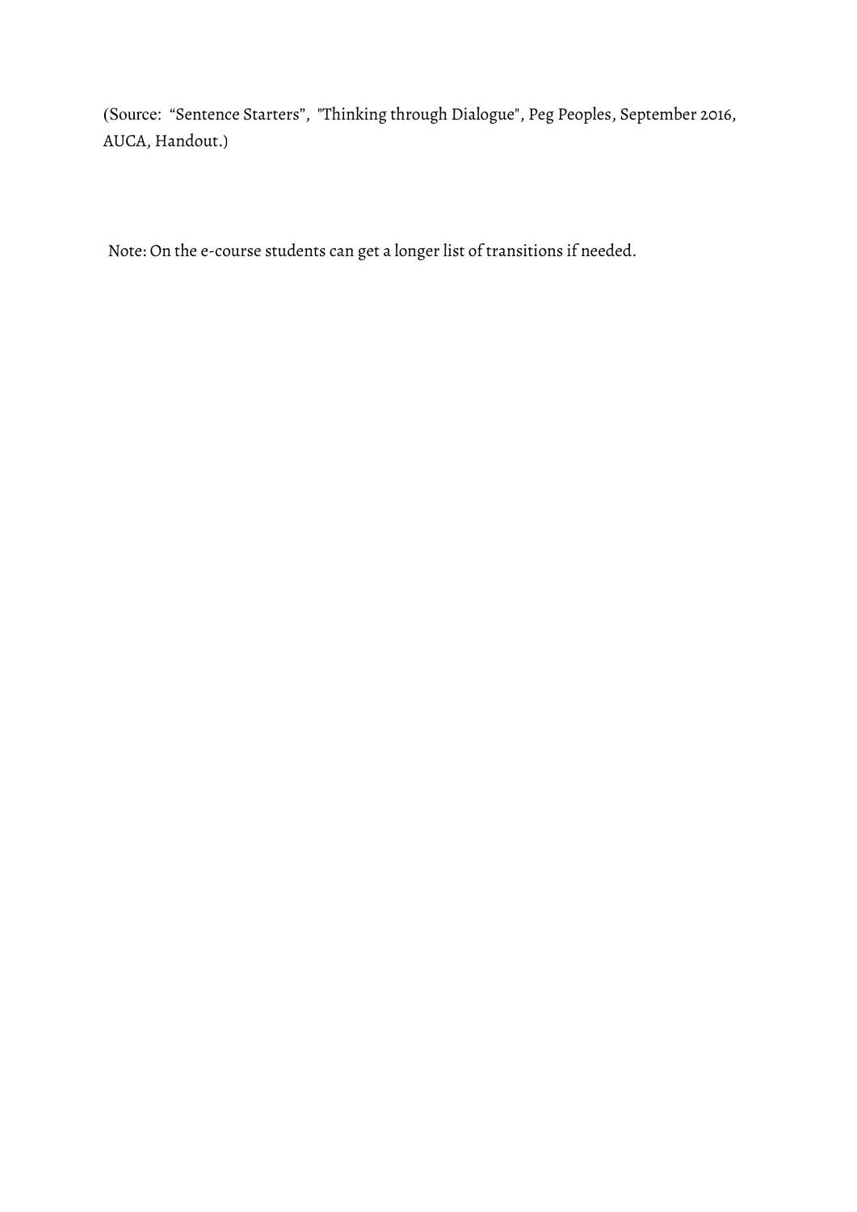(Source: "Sentence Starters", "Thinking through Dialogue", Peg Peoples, September 2016, AUCA, Handout.)

Note: On the e-course students can get a longer list of transitions if needed.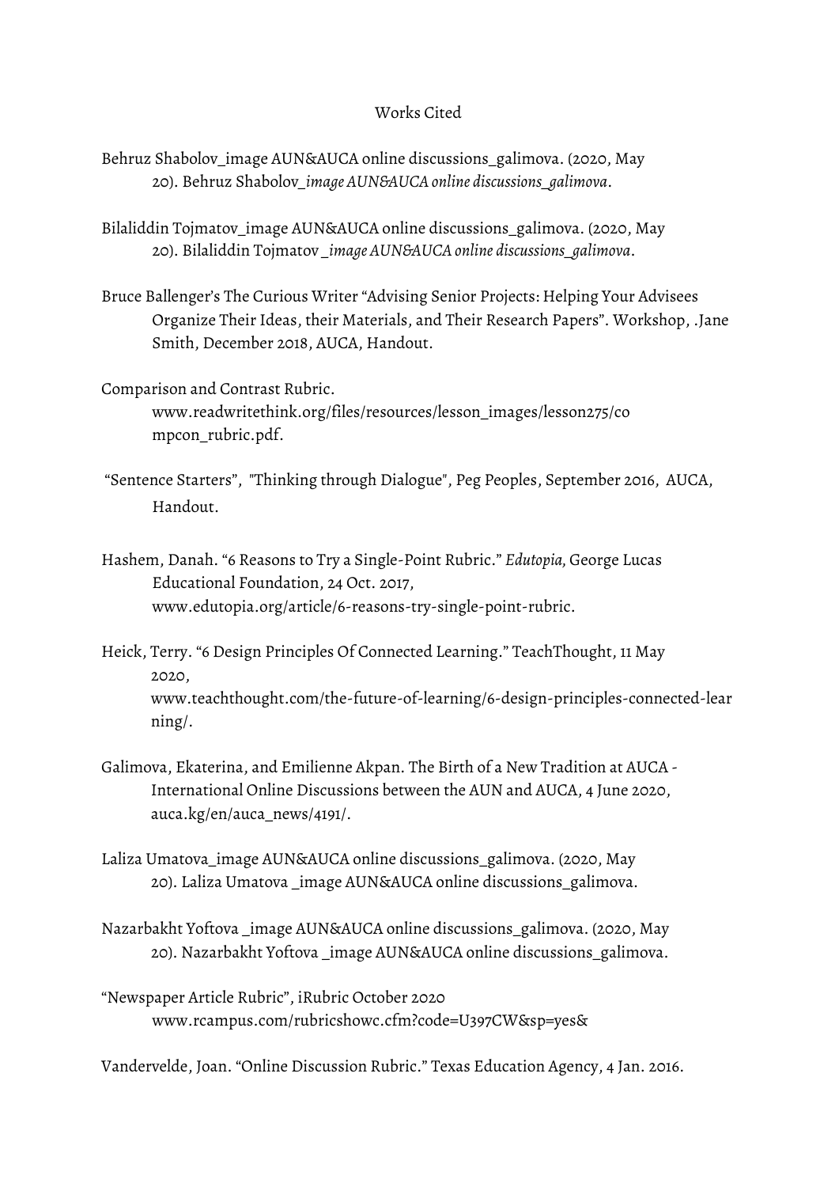Works Cited

Behruz Shabolov_image AUN&AUCA online discussions_galimova. (2020, May 20). Behruz Shabolov*_image AUN&AUCA online discussions_galimova*.

Bilaliddin Tojmatov_image AUN&AUCA online discussions_galimova. (2020, May 20). Bilaliddin Tojmatov *_image AUN&AUCA online discussions_galimova*.

Bruce Ballenger's The Curious Writer "Advising Senior Projects: Helping Your Advisees Organize Their Ideas, their Materials, and Their Research Papers". Workshop, .Jane Smith, December 2018, AUCA, Handout.

Comparison and Contrast Rubric. www.readwritethink.org/files/resources/lesson_images/lesson275/compcon_rubric.pdf.

"Sentence Starters", "Thinking through Dialogue", Peg Peoples, September 2016, AUCA, Handout.

Hashem, Danah. "6 Reasons to Try a Single-Point Rubric." *Edutopia*, George Lucas Educational Foundation, 24 Oct. 2017, www.edutopia.org/article/6-reasons-try-single-point-rubric.

Heick, Terry. "6 Design Principles Of Connected Learning." TeachThought, 11 May 2020, www.teachthought.com/the-future-of-learning/6-design-principles-connected-learning/.

Galimova, Ekaterina, and Emilienne Akpan. The Birth of a New Tradition at AUCA - International Online Discussions between the AUN and AUCA, 4 June 2020, auca.kg/en/auca_news/4191/.

Laliza Umatova_image AUN&AUCA online discussions_galimova. (2020, May 20). Laliza Umatova _image AUN&AUCA online discussions_galimova.

Nazarbakht Yoftova _image AUN&AUCA online discussions_galimova. (2020, May 20). Nazarbakht Yoftova _image AUN&AUCA online discussions_galimova.

"Newspaper Article Rubric", iRubric October 2020 www.rcampus.com/rubricshowc.cfm?code=U397CW&sp=yes&

Vandervelde, Joan. "Online Discussion Rubric." Texas Education Agency, 4 Jan. 2016.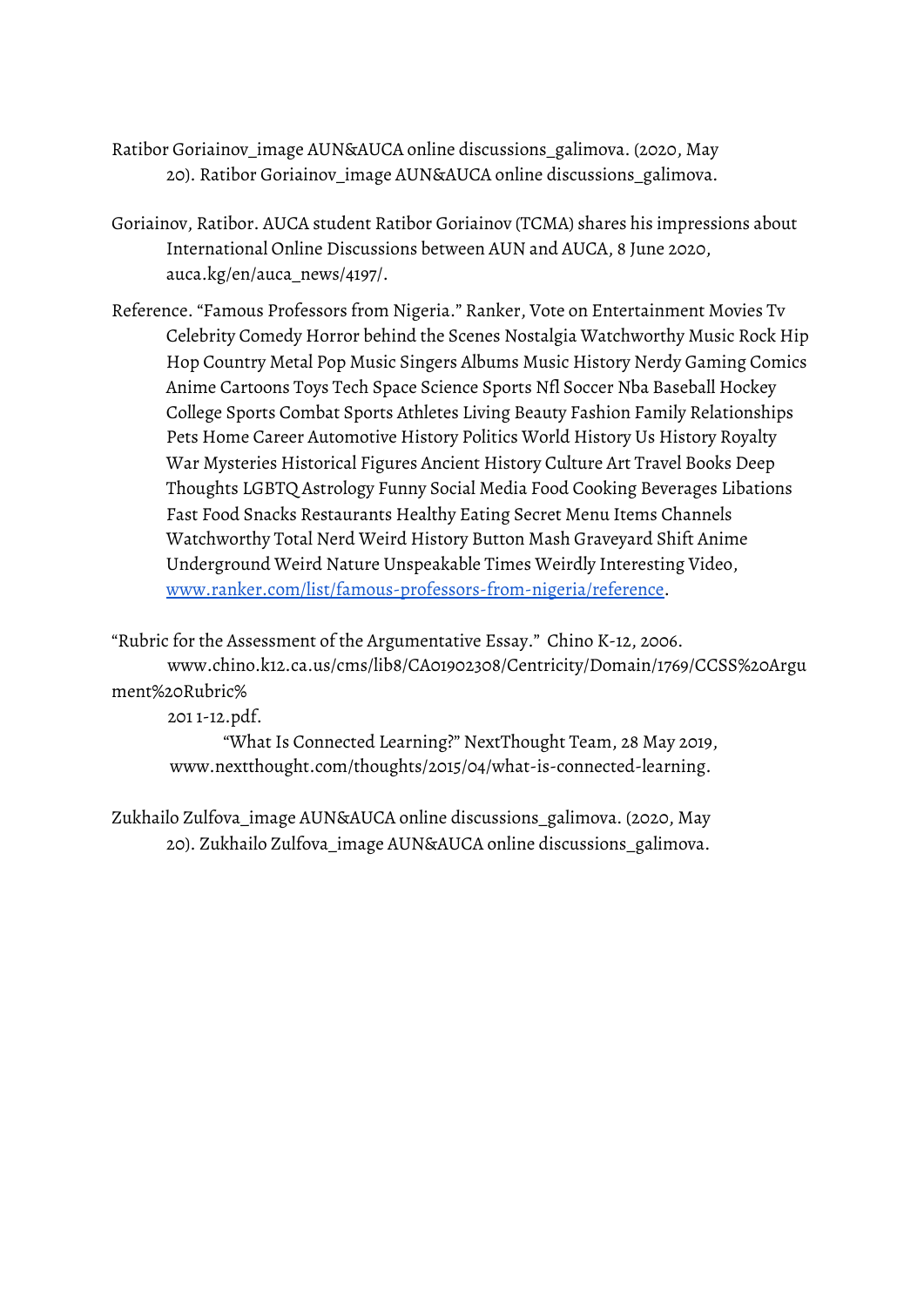Ratibor Goriainov_image AUN&AUCA online discussions_galimova. (2020, May 20). Ratibor Goriainov_image AUN&AUCA online discussions_galimova.

Goriainov, Ratibor. AUCA student Ratibor Goriainov (TCMA) shares his impressions about International Online Discussions between AUN and AUCA, 8 June 2020, auca.kg/en/auca_news/4197/.

Reference. "Famous Professors from Nigeria." Ranker, Vote on Entertainment Movies Tv Celebrity Comedy Horror behind the Scenes Nostalgia Watchworthy Music Rock Hip Hop Country Metal Pop Music Singers Albums Music History Nerdy Gaming Comics Anime Cartoons Toys Tech Space Science Sports Nfl Soccer Nba Baseball Hockey College Sports Combat Sports Athletes Living Beauty Fashion Family Relationships Pets Home Career Automotive History Politics World History Us History Royalty War Mysteries Historical Figures Ancient History Culture Art Travel Books Deep Thoughts LGBTQ Astrology Funny Social Media Food Cooking Beverages Libations Fast Food Snacks Restaurants Healthy Eating Secret Menu Items Channels Watchworthy Total Nerd Weird History Button Mash Graveyard Shift Anime Underground Weird Nature Unspeakable Times Weirdly Interesting Video, [www.ranker.com/list/famous-professors-from-nigeria/reference](www.ranker.com/list/famous-professors-from-nigeria/reference).

"Rubric for the Assessment of the Argumentative Essay." Chino K-12, 2006. www.chino.k12.ca.us/cms/lib8/CA01902308/Centricity/Domain/1769/CCSS%20Argument%20Rubric%
201 1-12.pdf.

"What Is Connected Learning?" NextThought Team, 28 May 2019, www.nextthought.com/thoughts/2015/04/what-is-connected-learning.

Zukhailo Zulfova_image AUN&AUCA online discussions_galimova. (2020, May 20). Zukhailo Zulfova_image AUN&AUCA online discussions_galimova.